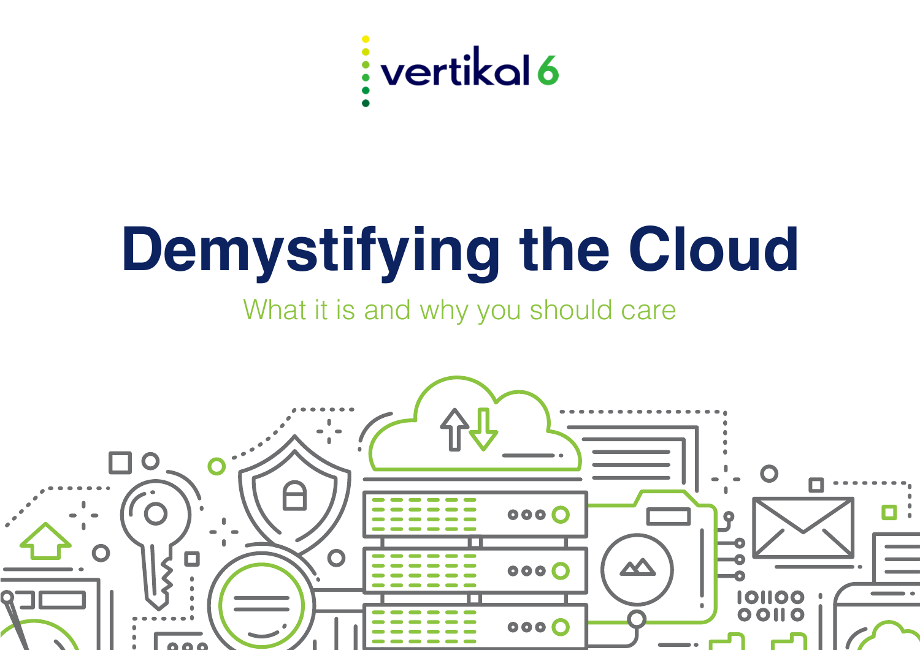vertikal 6

# Demystifying the Cloud

What it is and why you should care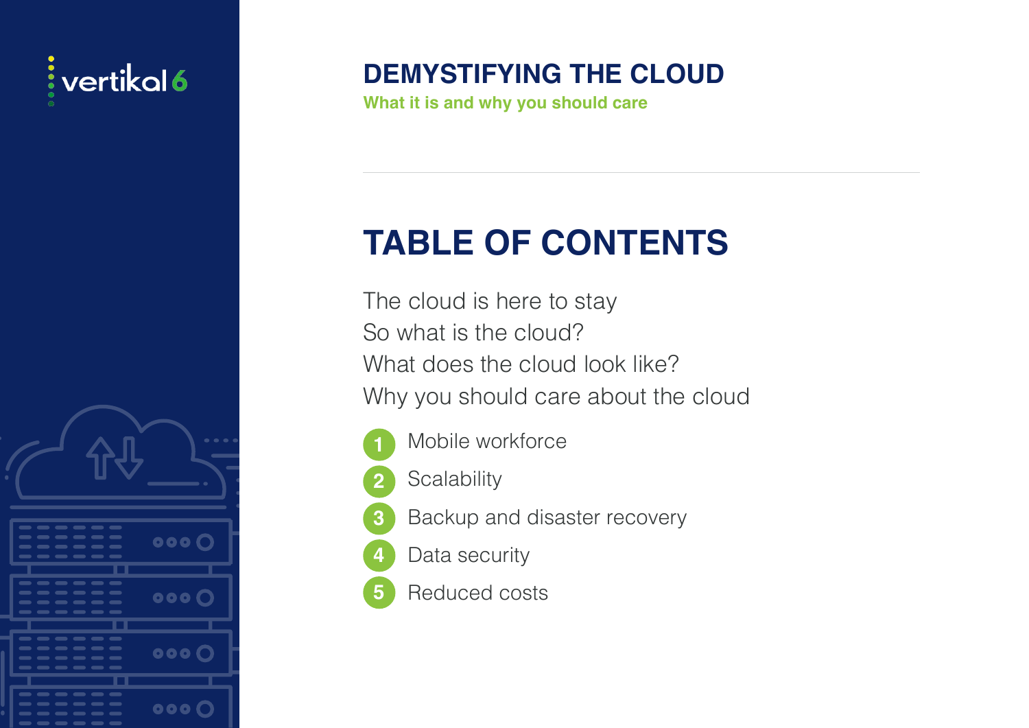# DEMYSTIFYING THE CLOUD

**What it is and why you should care**

## TABLE OF CONTENTS

The cloud is here to stay

So what is the cloud?

What does the cloud look like?

Why you should care about the cloud

1. Mobile workforce
2. Scalability
3. Backup and disaster recovery
4. Data security
5. Reduced costs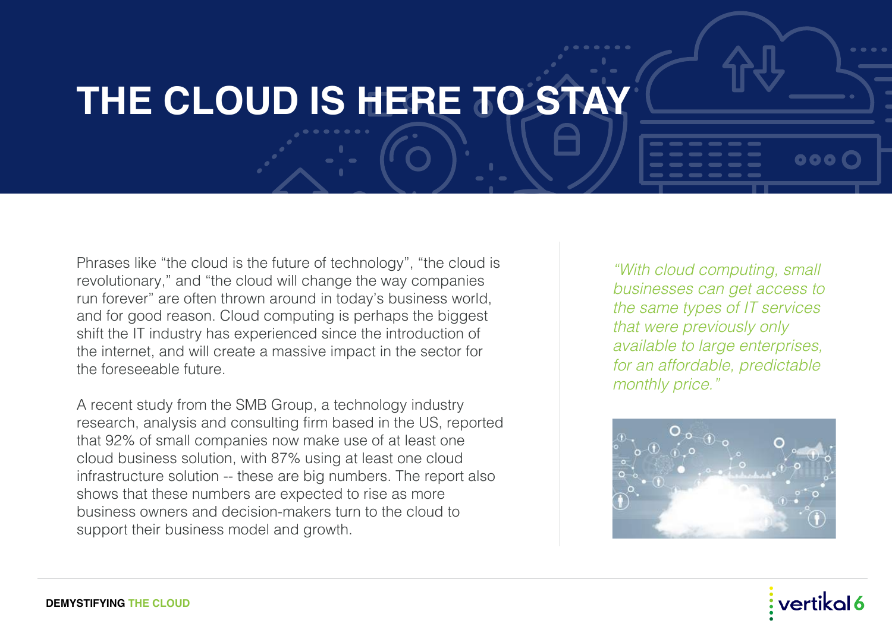# THE CLOUD IS HERE TO STAY

Phrases like "the cloud is the future of technology", "the cloud is revolutionary," and "the cloud will change the way companies run forever" are often thrown around in today's business world, and for good reason. Cloud computing is perhaps the biggest shift the IT industry has experienced since the introduction of the internet, and will create a massive impact in the sector for the foreseeable future.

A recent study from the SMB Group, a technology industry research, analysis and consulting firm based in the US, reported that 92% of small companies now make use of at least one cloud business solution, with 87% using at least one cloud infrastructure solution -- these are big numbers. The report also shows that these numbers are expected to rise as more business owners and decision-makers turn to the cloud to support their business model and growth.

*"With cloud computing, small businesses can get access to the same types of IT services that were previously only available to large enterprises, for an affordable, predictable monthly price."*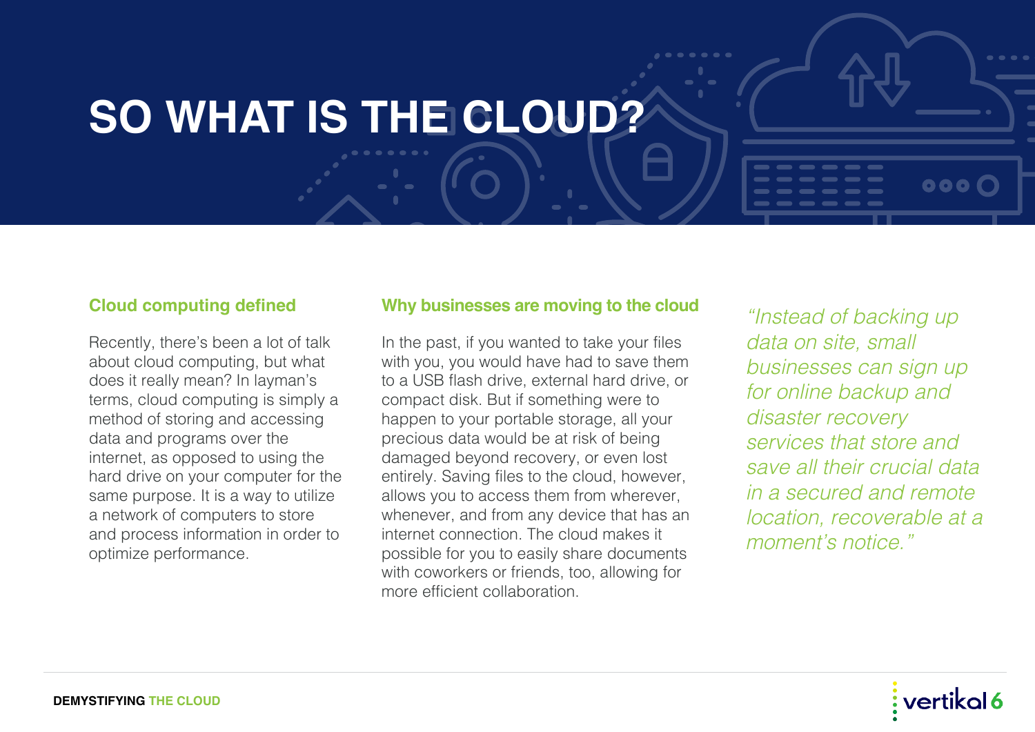# SO WHAT IS THE CLOUD?

## Cloud computing defined

Recently, there's been a lot of talk about cloud computing, but what does it really mean? In layman's terms, cloud computing is simply a method of storing and accessing data and programs over the internet, as opposed to using the hard drive on your computer for the same purpose. It is a way to utilize a network of computers to store and process information in order to optimize performance.

## Why businesses are moving to the cloud

In the past, if you wanted to take your files with you, you would have had to save them to a USB flash drive, external hard drive, or compact disk. But if something were to happen to your portable storage, all your precious data would be at risk of being damaged beyond recovery, or even lost entirely. Saving files to the cloud, however, allows you to access them from wherever, whenever, and from any device that has an internet connection. The cloud makes it possible for you to easily share documents with coworkers or friends, too, allowing for more efficient collaboration.

*"Instead of backing up data on site, small businesses can sign up for online backup and disaster recovery services that store and save all their crucial data in a secured and remote location, recoverable at a moment's notice."*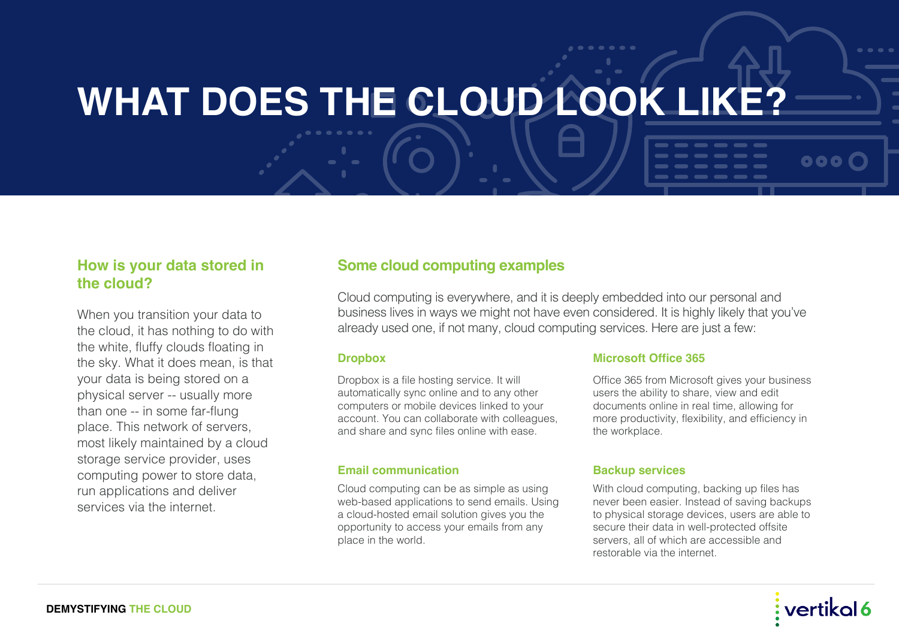# WHAT DOES THE CLOUD LOOK LIKE?

## How is your data stored in the cloud?

When you transition your data to the cloud, it has nothing to do with the white, fluffy clouds floating in the sky. What it does mean, is that your data is being stored on a physical server -- usually more than one -- in some far-flung place. This network of servers, most likely maintained by a cloud storage service provider, uses computing power to store data, run applications and deliver services via the internet.

## Some cloud computing examples

Cloud computing is everywhere, and it is deeply embedded into our personal and business lives in ways we might not have even considered. It is highly likely that you've already used one, if not many, cloud computing services. Here are just a few:

### Dropbox

Dropbox is a file hosting service. It will automatically sync online and to any other computers or mobile devices linked to your account. You can collaborate with colleagues, and share and sync files online with ease.

### Microsoft Office 365

Office 365 from Microsoft gives your business users the ability to share, view and edit documents online in real time, allowing for more productivity, flexibility, and efficiency in the workplace.

### Email communication

Cloud computing can be as simple as using web-based applications to send emails. Using a cloud-hosted email solution gives you the opportunity to access your emails from any place in the world.

### Backup services

With cloud computing, backing up files has never been easier. Instead of saving backups to physical storage devices, users are able to secure their data in well-protected offsite servers, all of which are accessible and restorable via the internet.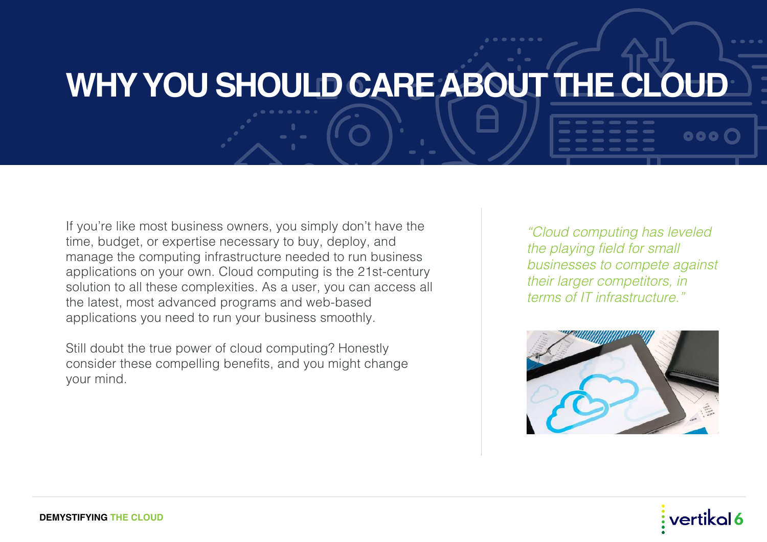# WHY YOU SHOULD CARE ABOUT THE CLOUD

If you're like most business owners, you simply don't have the time, budget, or expertise necessary to buy, deploy, and manage the computing infrastructure needed to run business applications on your own. Cloud computing is the 21st-century solution to all these complexities. As a user, you can access all the latest, most advanced programs and web-based applications you need to run your business smoothly.

Still doubt the true power of cloud computing? Honestly consider these compelling benefits, and you might change your mind.

*"Cloud computing has leveled the playing field for small businesses to compete against their larger competitors, in terms of IT infrastructure."*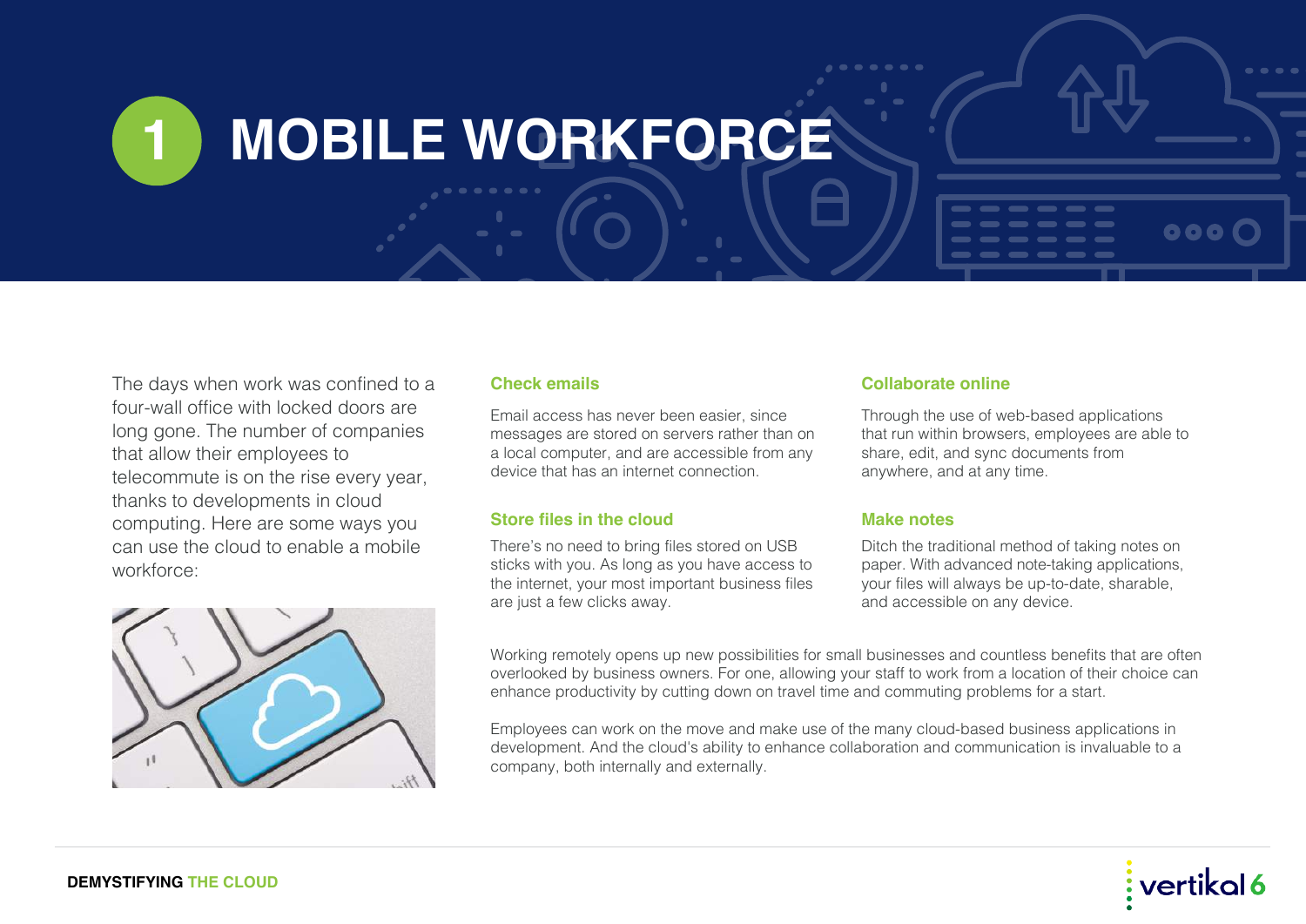# 1 MOBILE WORKFORCE

The days when work was confined to a four-wall office with locked doors are long gone. The number of companies that allow their employees to telecommute is on the rise every year, thanks to developments in cloud computing. Here are some ways you can use the cloud to enable a mobile workforce:

### Check emails

Email access has never been easier, since messages are stored on servers rather than on a local computer, and are accessible from any device that has an internet connection.

### Store files in the cloud

There's no need to bring files stored on USB sticks with you. As long as you have access to the internet, your most important business files are just a few clicks away.

### Collaborate online

Through the use of web-based applications that run within browsers, employees are able to share, edit, and sync documents from anywhere, and at any time.

### Make notes

Ditch the traditional method of taking notes on paper. With advanced note-taking applications, your files will always be up-to-date, sharable, and accessible on any device.

Working remotely opens up new possibilities for small businesses and countless benefits that are often overlooked by business owners. For one, allowing your staff to work from a location of their choice can enhance productivity by cutting down on travel time and commuting problems for a start.

Employees can work on the move and make use of the many cloud-based business applications in development. And the cloud's ability to enhance collaboration and communication is invaluable to a company, both internally and externally.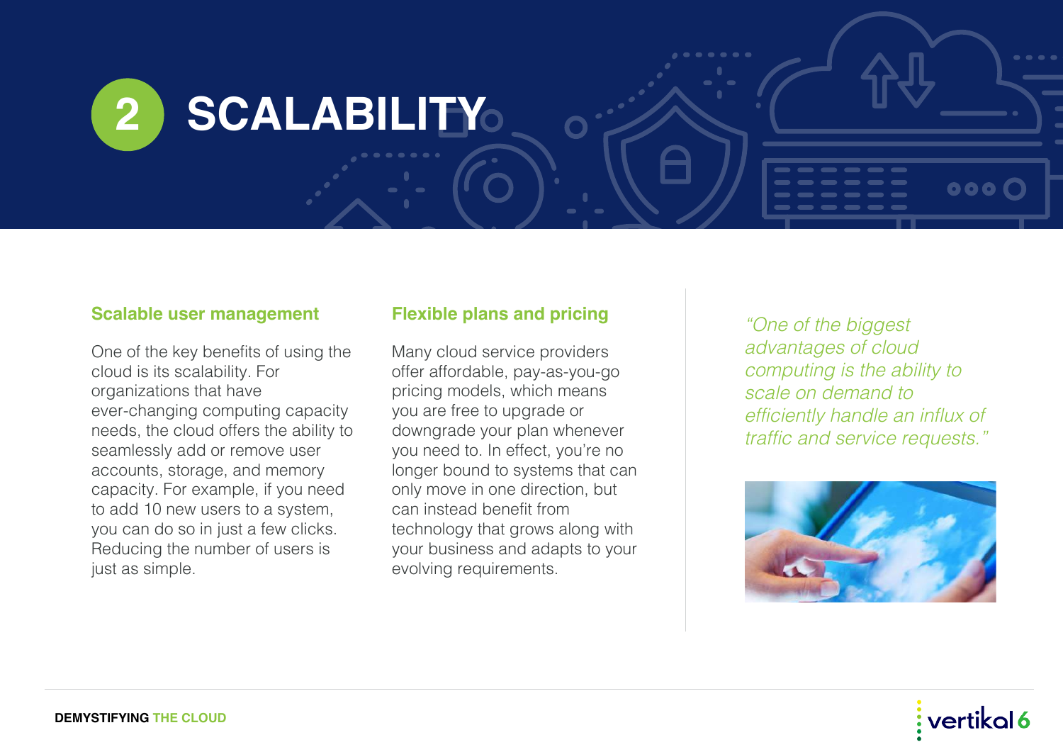# 2 SCALABILITY

### Scalable user management

One of the key benefits of using the cloud is its scalability. For organizations that have ever-changing computing capacity needs, the cloud offers the ability to seamlessly add or remove user accounts, storage, and memory capacity. For example, if you need to add 10 new users to a system, you can do so in just a few clicks. Reducing the number of users is just as simple.

### Flexible plans and pricing

Many cloud service providers offer affordable, pay-as-you-go pricing models, which means you are free to upgrade or downgrade your plan whenever you need to. In effect, you're no longer bound to systems that can only move in one direction, but can instead benefit from technology that grows along with your business and adapts to your evolving requirements.

*"One of the biggest advantages of cloud computing is the ability to scale on demand to efficiently handle an influx of traffic and service requests."*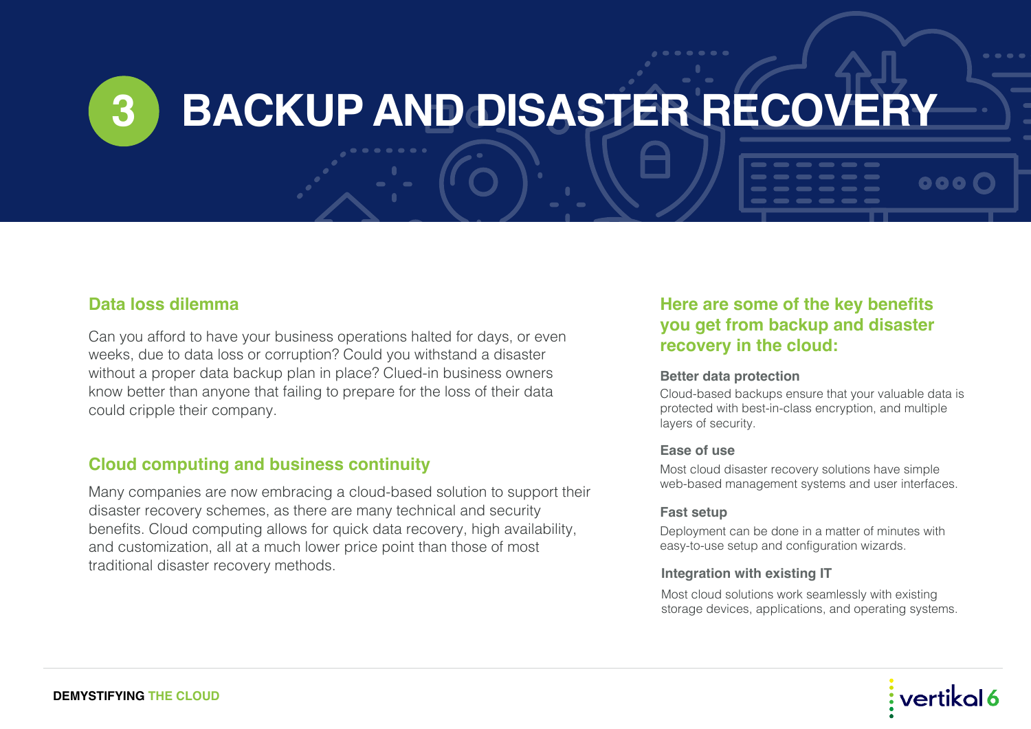# 3 BACKUP AND DISASTER RECOVERY

## Data loss dilemma

Can you afford to have your business operations halted for days, or even weeks, due to data loss or corruption? Could you withstand a disaster without a proper data backup plan in place? Clued-in business owners know better than anyone that failing to prepare for the loss of their data could cripple their company.

## Cloud computing and business continuity

Many companies are now embracing a cloud-based solution to support their disaster recovery schemes, as there are many technical and security benefits. Cloud computing allows for quick data recovery, high availability, and customization, all at a much lower price point than those of most traditional disaster recovery methods.

## Here are some of the key benefits you get from backup and disaster recovery in the cloud:

**Better data protection**

Cloud-based backups ensure that your valuable data is protected with best-in-class encryption, and multiple layers of security.

**Ease of use**

Most cloud disaster recovery solutions have simple web-based management systems and user interfaces.

**Fast setup**

Deployment can be done in a matter of minutes with easy-to-use setup and configuration wizards.

**Integration with existing IT**

Most cloud solutions work seamlessly with existing storage devices, applications, and operating systems.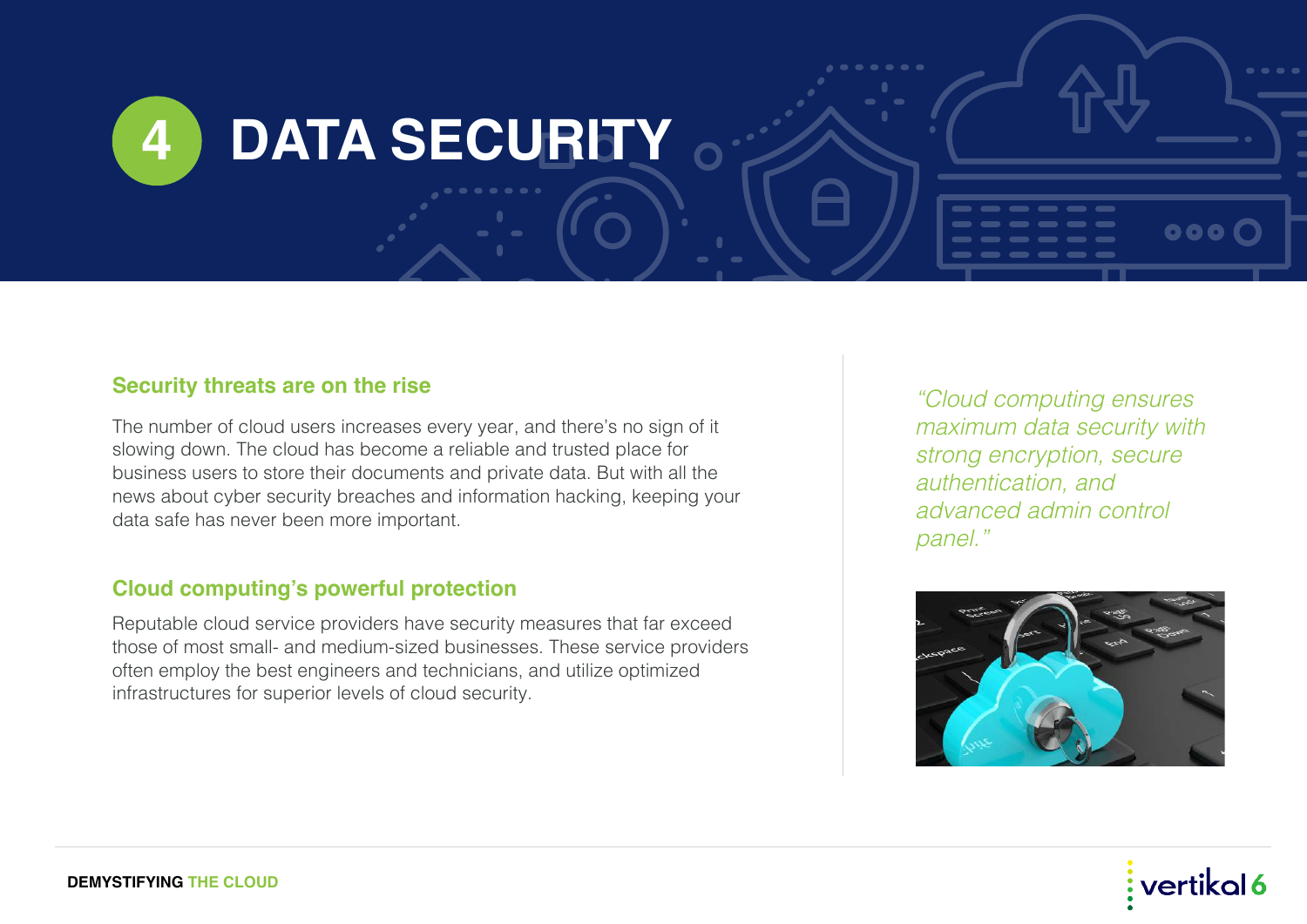# 4 DATA SECURITY

## Security threats are on the rise

The number of cloud users increases every year, and there's no sign of it slowing down. The cloud has become a reliable and trusted place for business users to store their documents and private data. But with all the news about cyber security breaches and information hacking, keeping your data safe has never been more important.

## Cloud computing's powerful protection

Reputable cloud service providers have security measures that far exceed those of most small- and medium-sized businesses. These service providers often employ the best engineers and technicians, and utilize optimized infrastructures for superior levels of cloud security.

*"Cloud computing ensures maximum data security with strong encryption, secure authentication, and advanced admin control panel."*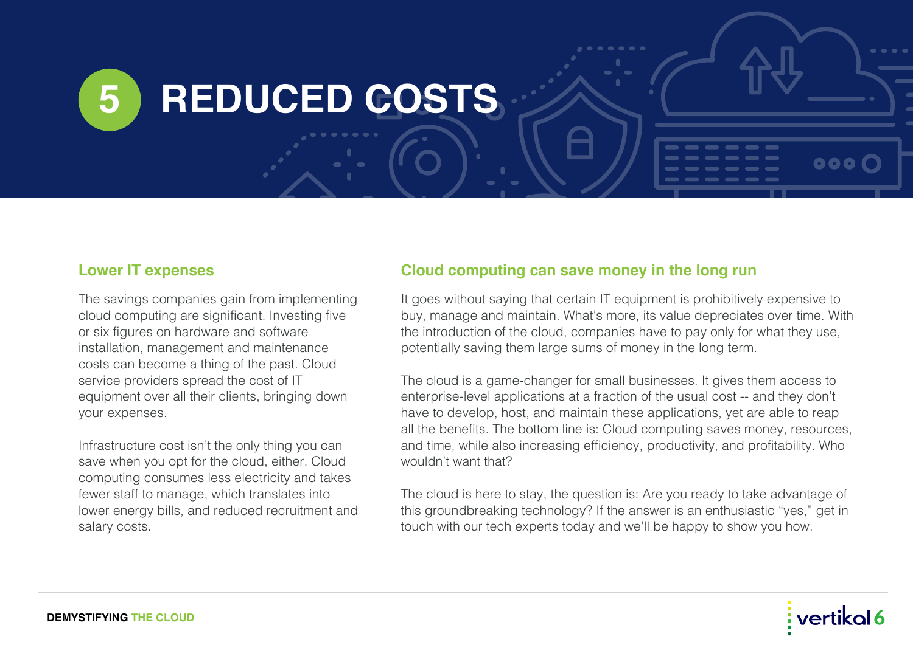# 5 REDUCED COSTS

### Lower IT expenses

The savings companies gain from implementing cloud computing are significant. Investing five or six figures on hardware and software installation, management and maintenance costs can become a thing of the past. Cloud service providers spread the cost of IT equipment over all their clients, bringing down your expenses.

Infrastructure cost isn't the only thing you can save when you opt for the cloud, either. Cloud computing consumes less electricity and takes fewer staff to manage, which translates into lower energy bills, and reduced recruitment and salary costs.

### Cloud computing can save money in the long run

It goes without saying that certain IT equipment is prohibitively expensive to buy, manage and maintain. What's more, its value depreciates over time. With the introduction of the cloud, companies have to pay only for what they use, potentially saving them large sums of money in the long term.

The cloud is a game-changer for small businesses. It gives them access to enterprise-level applications at a fraction of the usual cost -- and they don't have to develop, host, and maintain these applications, yet are able to reap all the benefits. The bottom line is: Cloud computing saves money, resources, and time, while also increasing efficiency, productivity, and profitability. Who wouldn't want that?

The cloud is here to stay, the question is: Are you ready to take advantage of this groundbreaking technology? If the answer is an enthusiastic "yes," get in touch with our tech experts today and we'll be happy to show you how.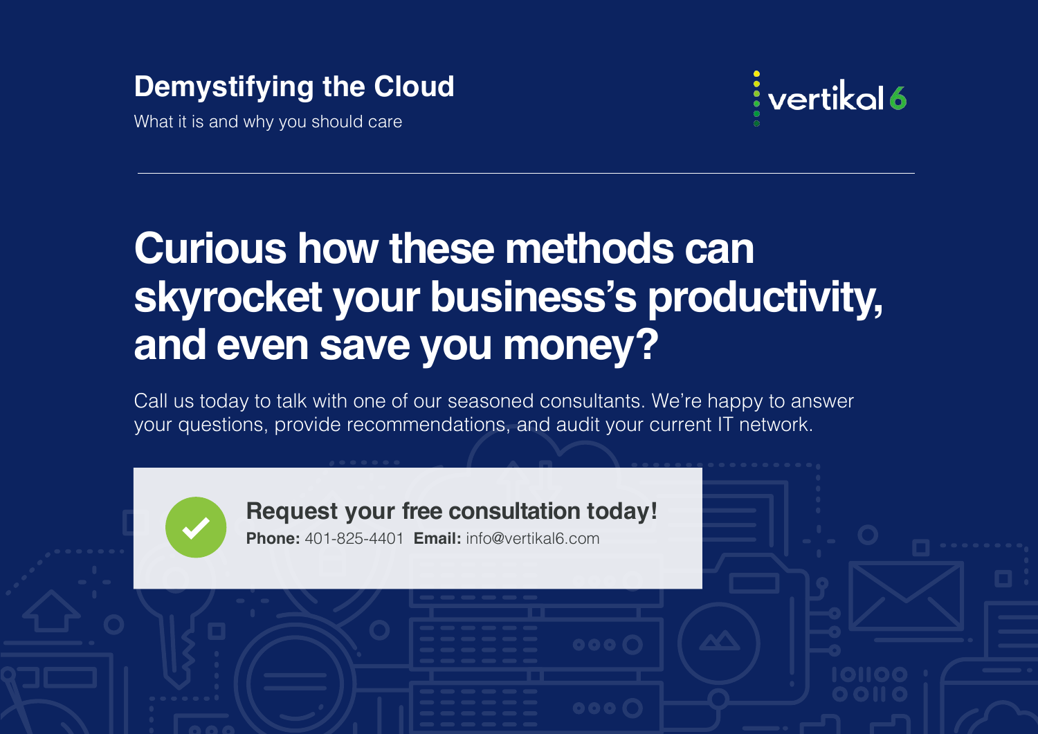**Demystifying the Cloud**

What it is and why you should care

vertikal 6

---

# Curious how these methods can skyrocket your business's productivity, and even save you money?

Call us today to talk with one of our seasoned consultants. We're happy to answer your questions, provide recommendations, and audit your current IT network.

**Request your free consultation today!**

**Phone:** 401-825-4401 **Email:** info@vertikal6.com